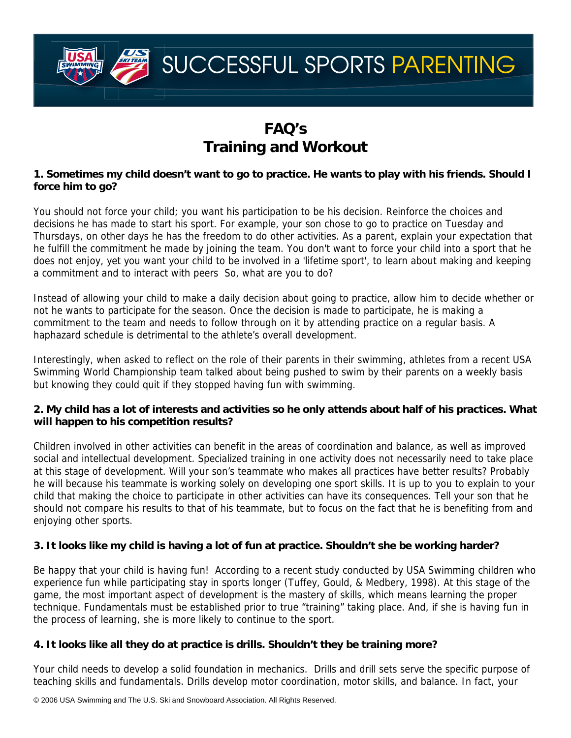# SUCCESSFUL SPORTS PARENTING

## FAQ's
## Training and Workout

**1. Sometimes my child doesn't want to go to practice. He wants to play with his friends. Should I force him to go?**

You should not force your child; you want his participation to be his decision. Reinforce the choices and decisions he has made to start his sport. For example, your son chose to go to practice on Tuesday and Thursdays, on other days he has the freedom to do other activities. As a parent, explain your expectation that he fulfill the commitment he made by joining the team. You don't want to force your child into a sport that he does not enjoy, yet you want your child to be involved in a 'lifetime sport', to learn about making and keeping a commitment and to interact with peers  So, what are you to do?

Instead of allowing your child to make a daily decision about going to practice, allow him to decide whether or not he wants to participate for the season. Once the decision is made to participate, he is making a commitment to the team and needs to follow through on it by attending practice on a regular basis. A haphazard schedule is detrimental to the athlete's overall development.

Interestingly, when asked to reflect on the role of their parents in their swimming, athletes from a recent USA Swimming World Championship team talked about being pushed to swim by their parents on a weekly basis but knowing they could quit if they stopped having fun with swimming.

**2. My child has a lot of interests and activities so he only attends about half of his practices. What will happen to his competition results?**

Children involved in other activities can benefit in the areas of coordination and balance, as well as improved social and intellectual development. Specialized training in one activity does not necessarily need to take place at this stage of development. Will your son's teammate who makes all practices have better results? Probably he will because his teammate is working solely on developing one sport skills. It is up to you to explain to your child that making the choice to participate in other activities can have its consequences. Tell your son that he should not compare his results to that of his teammate, but to focus on the fact that he is benefiting from and enjoying other sports.

**3. It looks like my child is having a lot of fun at practice. Shouldn't she be working harder?**

Be happy that your child is having fun!  According to a recent study conducted by USA Swimming children who experience fun while participating stay in sports longer (Tuffey, Gould, & Medbery, 1998). At this stage of the game, the most important aspect of development is the mastery of skills, which means learning the proper technique. Fundamentals must be established prior to true "training" taking place. And, if she is having fun in the process of learning, she is more likely to continue to the sport.

**4. It looks like all they do at practice is drills. Shouldn't they be training more?**

Your child needs to develop a solid foundation in mechanics.  Drills and drill sets serve the specific purpose of teaching skills and fundamentals. Drills develop motor coordination, motor skills, and balance. In fact, your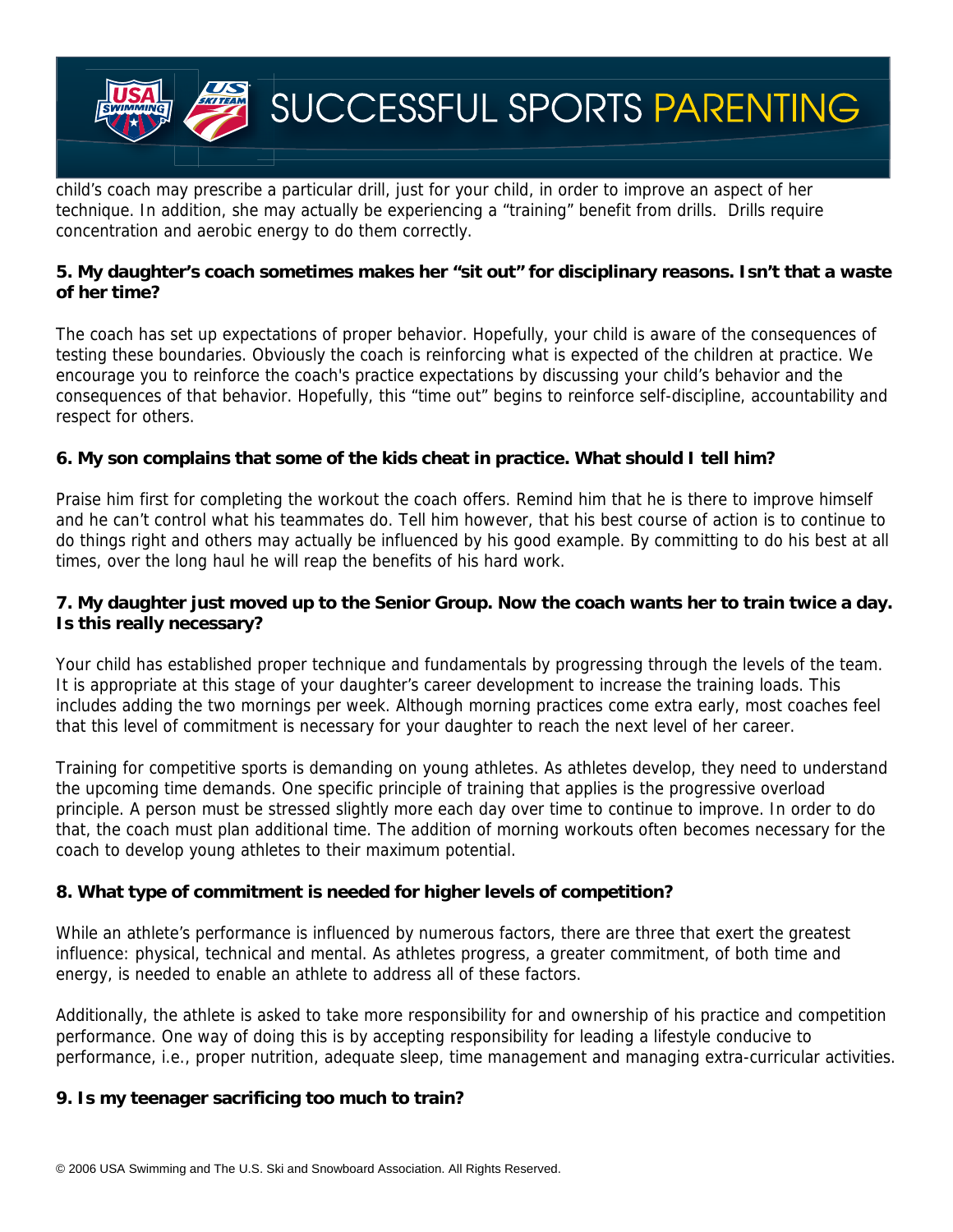child's coach may prescribe a particular drill, just for your child, in order to improve an aspect of her technique. In addition, she may actually be experiencing a "training" benefit from drills. Drills require concentration and aerobic energy to do them correctly.

**5. My daughter's coach sometimes makes her "sit out" for disciplinary reasons. Isn't that a waste of her time?**

The coach has set up expectations of proper behavior. Hopefully, your child is aware of the consequences of testing these boundaries. Obviously the coach is reinforcing what is expected of the children at practice. We encourage you to reinforce the coach's practice expectations by discussing your child's behavior and the consequences of that behavior. Hopefully, this "time out" begins to reinforce self-discipline, accountability and respect for others.

**6. My son complains that some of the kids cheat in practice. What should I tell him?**

Praise him first for completing the workout the coach offers. Remind him that he is there to improve himself and he can't control what his teammates do. Tell him however, that his best course of action is to continue to do things right and others may actually be influenced by his good example. By committing to do his best at all times, over the long haul he will reap the benefits of his hard work.

**7. My daughter just moved up to the Senior Group. Now the coach wants her to train twice a day. Is this really necessary?**

Your child has established proper technique and fundamentals by progressing through the levels of the team. It is appropriate at this stage of your daughter's career development to increase the training loads. This includes adding the two mornings per week. Although morning practices come extra early, most coaches feel that this level of commitment is necessary for your daughter to reach the next level of her career.

Training for competitive sports is demanding on young athletes. As athletes develop, they need to understand the upcoming time demands. One specific principle of training that applies is the progressive overload principle. A person must be stressed slightly more each day over time to continue to improve. In order to do that, the coach must plan additional time. The addition of morning workouts often becomes necessary for the coach to develop young athletes to their maximum potential.

**8. What type of commitment is needed for higher levels of competition?**

While an athlete's performance is influenced by numerous factors, there are three that exert the greatest influence: physical, technical and mental. As athletes progress, a greater commitment, of both time and energy, is needed to enable an athlete to address all of these factors.

Additionally, the athlete is asked to take more responsibility for and ownership of his practice and competition performance. One way of doing this is by accepting responsibility for leading a lifestyle conducive to performance, i.e., proper nutrition, adequate sleep, time management and managing extra-curricular activities.

**9. Is my teenager sacrificing too much to train?**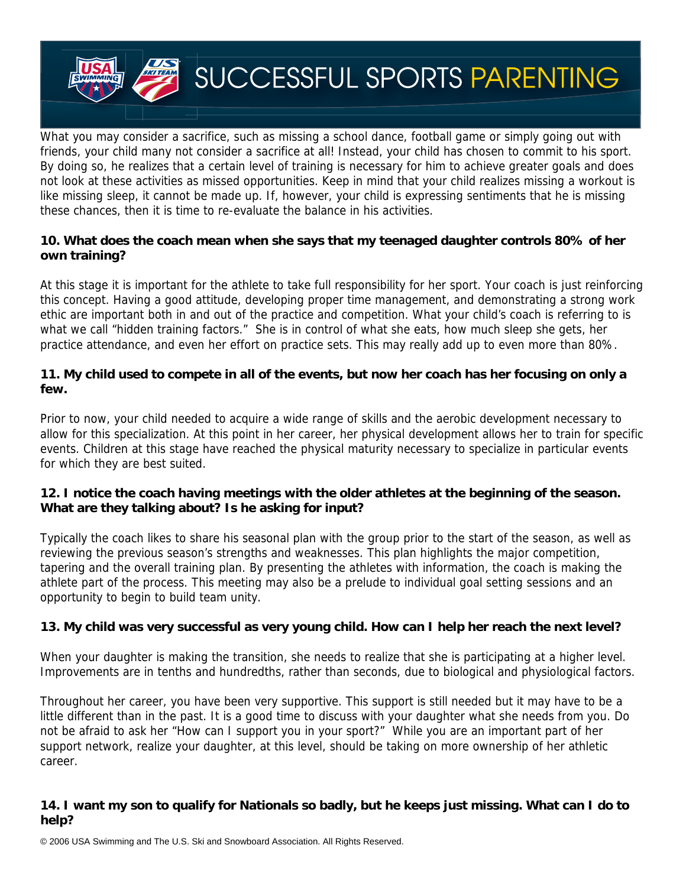What you may consider a sacrifice, such as missing a school dance, football game or simply going out with friends, your child many not consider a sacrifice at all! Instead, your child has chosen to commit to his sport. By doing so, he realizes that a certain level of training is necessary for him to achieve greater goals and does not look at these activities as missed opportunities. Keep in mind that your child realizes missing a workout is like missing sleep, it cannot be made up. If, however, your child is expressing sentiments that he is missing these chances, then it is time to re-evaluate the balance in his activities.

**10. What does the coach mean when she says that my teenaged daughter controls 80% of her own training?**

At this stage it is important for the athlete to take full responsibility for her sport. Your coach is just reinforcing this concept. Having a good attitude, developing proper time management, and demonstrating a strong work ethic are important both in and out of the practice and competition. What your child's coach is referring to is what we call "hidden training factors." She is in control of what she eats, how much sleep she gets, her practice attendance, and even her effort on practice sets. This may really add up to even more than 80%.

**11. My child used to compete in all of the events, but now her coach has her focusing on only a few.**

Prior to now, your child needed to acquire a wide range of skills and the aerobic development necessary to allow for this specialization. At this point in her career, her physical development allows her to train for specific events. Children at this stage have reached the physical maturity necessary to specialize in particular events for which they are best suited.

**12. I notice the coach having meetings with the older athletes at the beginning of the season. What are they talking about? Is he asking for input?**

Typically the coach likes to share his seasonal plan with the group prior to the start of the season, as well as reviewing the previous season's strengths and weaknesses. This plan highlights the major competition, tapering and the overall training plan. By presenting the athletes with information, the coach is making the athlete part of the process. This meeting may also be a prelude to individual goal setting sessions and an opportunity to begin to build team unity.

**13. My child was very successful as very young child. How can I help her reach the next level?**

When your daughter is making the transition, she needs to realize that she is participating at a higher level. Improvements are in tenths and hundredths, rather than seconds, due to biological and physiological factors.

Throughout her career, you have been very supportive. This support is still needed but it may have to be a little different than in the past. It is a good time to discuss with your daughter what she needs from you. Do not be afraid to ask her "How can I support you in your sport?" While you are an important part of her support network, realize your daughter, at this level, should be taking on more ownership of her athletic career.

**14. I want my son to qualify for Nationals so badly, but he keeps just missing. What can I do to help?**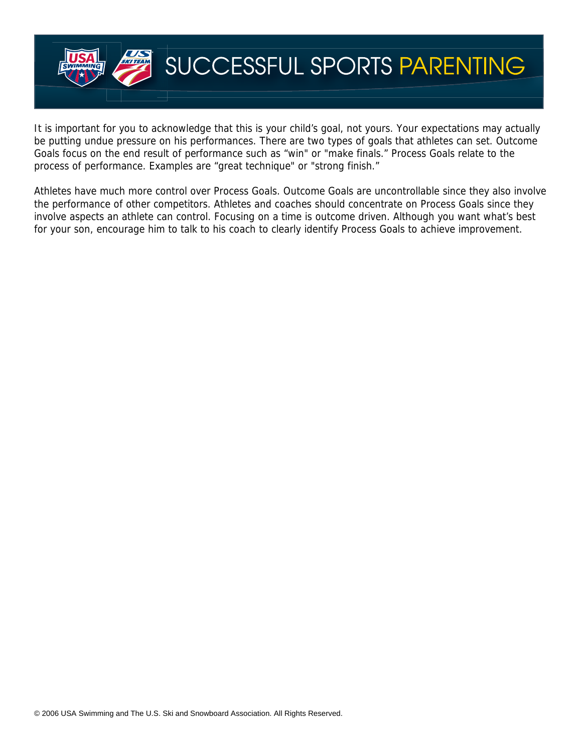It is important for you to acknowledge that this is your child's goal, not yours. Your expectations may actually be putting undue pressure on his performances. There are two types of goals that athletes can set. Outcome Goals focus on the end result of performance such as "win" or "make finals." Process Goals relate to the process of performance. Examples are "great technique" or "strong finish."

Athletes have much more control over Process Goals. Outcome Goals are uncontrollable since they also involve the performance of other competitors. Athletes and coaches should concentrate on Process Goals since they involve aspects an athlete can control. Focusing on a time is outcome driven. Although you want what's best for your son, encourage him to talk to his coach to clearly identify Process Goals to achieve improvement.

© 2006 USA Swimming and The U.S. Ski and Snowboard Association. All Rights Reserved.